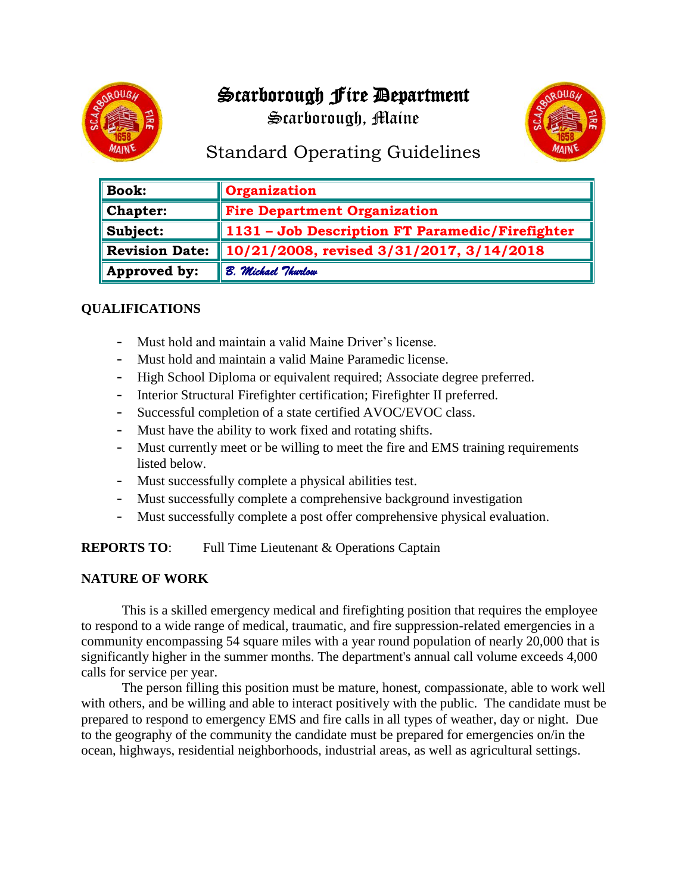# Scarborough Fire Department

## Scarborough, Maine

## Standard Operating Guidelines

| **Book:** | **Organization** |
|---|---|
| **Chapter:** | **Fire Department Organization** |
| **Subject:** | **1131 – Job Description FT Paramedic/Firefighter** |
| **Revision Date:** | **10/21/2008, revised 3/31/2017, 3/14/2018** |
| **Approved by:** | *B. Michael Thurlow* |

### QUALIFICATIONS

- Must hold and maintain a valid Maine Driver's license.
- Must hold and maintain a valid Maine Paramedic license.
- High School Diploma or equivalent required; Associate degree preferred.
- Interior Structural Firefighter certification; Firefighter II preferred.
- Successful completion of a state certified AVOC/EVOC class.
- Must have the ability to work fixed and rotating shifts.
- Must currently meet or be willing to meet the fire and EMS training requirements listed below.
- Must successfully complete a physical abilities test.
- Must successfully complete a comprehensive background investigation
- Must successfully complete a post offer comprehensive physical evaluation.

**REPORTS TO**: Full Time Lieutenant & Operations Captain

### NATURE OF WORK

This is a skilled emergency medical and firefighting position that requires the employee to respond to a wide range of medical, traumatic, and fire suppression-related emergencies in a community encompassing 54 square miles with a year round population of nearly 20,000 that is significantly higher in the summer months. The department's annual call volume exceeds 4,000 calls for service per year.

The person filling this position must be mature, honest, compassionate, able to work well with others, and be willing and able to interact positively with the public. The candidate must be prepared to respond to emergency EMS and fire calls in all types of weather, day or night. Due to the geography of the community the candidate must be prepared for emergencies on/in the ocean, highways, residential neighborhoods, industrial areas, as well as agricultural settings.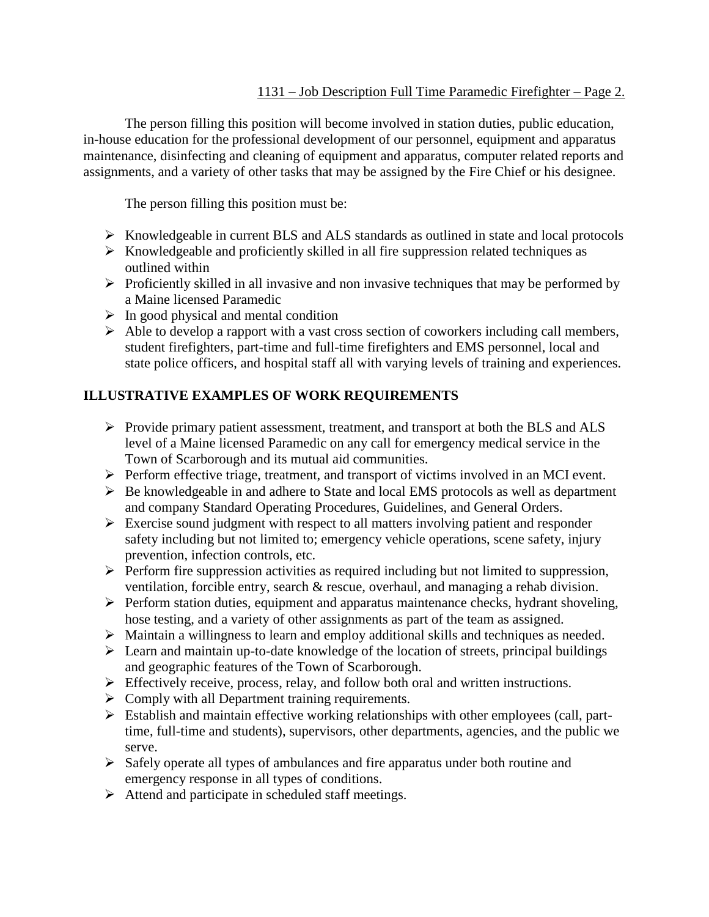The person filling this position will become involved in station duties, public education, in-house education for the professional development of our personnel, equipment and apparatus maintenance, disinfecting and cleaning of equipment and apparatus, computer related reports and assignments, and a variety of other tasks that may be assigned by the Fire Chief or his designee.

The person filling this position must be:

- Knowledgeable in current BLS and ALS standards as outlined in state and local protocols
- Knowledgeable and proficiently skilled in all fire suppression related techniques as outlined within
- Proficiently skilled in all invasive and non invasive techniques that may be performed by a Maine licensed Paramedic
- In good physical and mental condition
- Able to develop a rapport with a vast cross section of coworkers including call members, student firefighters, part-time and full-time firefighters and EMS personnel, local and state police officers, and hospital staff all with varying levels of training and experiences.

## ILLUSTRATIVE EXAMPLES OF WORK REQUIREMENTS

- Provide primary patient assessment, treatment, and transport at both the BLS and ALS level of a Maine licensed Paramedic on any call for emergency medical service in the Town of Scarborough and its mutual aid communities.
- Perform effective triage, treatment, and transport of victims involved in an MCI event.
- Be knowledgeable in and adhere to State and local EMS protocols as well as department and company Standard Operating Procedures, Guidelines, and General Orders.
- Exercise sound judgment with respect to all matters involving patient and responder safety including but not limited to; emergency vehicle operations, scene safety, injury prevention, infection controls, etc.
- Perform fire suppression activities as required including but not limited to suppression, ventilation, forcible entry, search & rescue, overhaul, and managing a rehab division.
- Perform station duties, equipment and apparatus maintenance checks, hydrant shoveling, hose testing, and a variety of other assignments as part of the team as assigned.
- Maintain a willingness to learn and employ additional skills and techniques as needed.
- Learn and maintain up-to-date knowledge of the location of streets, principal buildings and geographic features of the Town of Scarborough.
- Effectively receive, process, relay, and follow both oral and written instructions.
- Comply with all Department training requirements.
- Establish and maintain effective working relationships with other employees (call, part-time, full-time and students), supervisors, other departments, agencies, and the public we serve.
- Safely operate all types of ambulances and fire apparatus under both routine and emergency response in all types of conditions.
- Attend and participate in scheduled staff meetings.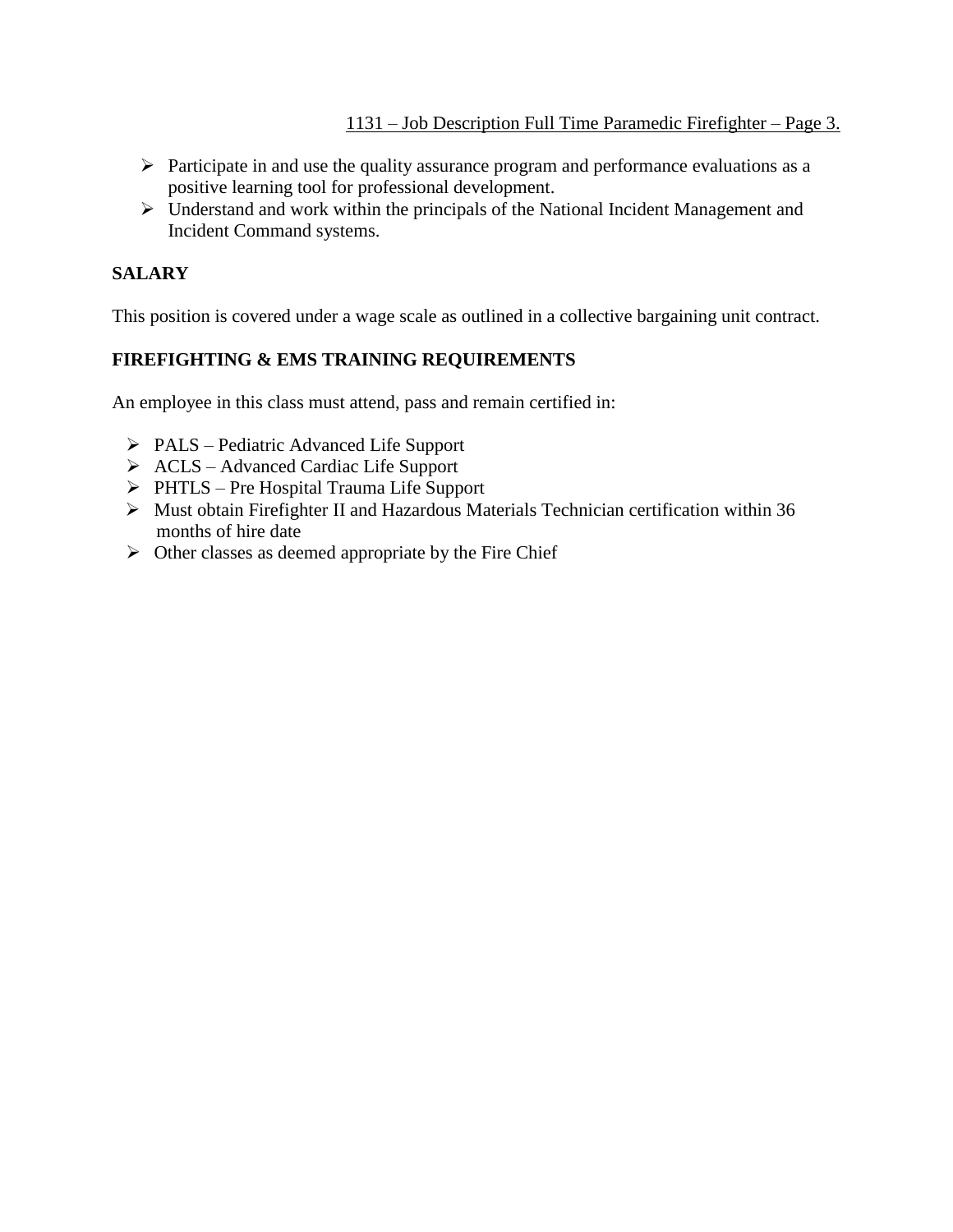- Participate in and use the quality assurance program and performance evaluations as a positive learning tool for professional development.
- Understand and work within the principals of the National Incident Management and Incident Command systems.

**SALARY**

This position is covered under a wage scale as outlined in a collective bargaining unit contract.

**FIREFIGHTING & EMS TRAINING REQUIREMENTS**

An employee in this class must attend, pass and remain certified in:

- PALS – Pediatric Advanced Life Support
- ACLS – Advanced Cardiac Life Support
- PHTLS – Pre Hospital Trauma Life Support
- Must obtain Firefighter II and Hazardous Materials Technician certification within 36 months of hire date
- Other classes as deemed appropriate by the Fire Chief